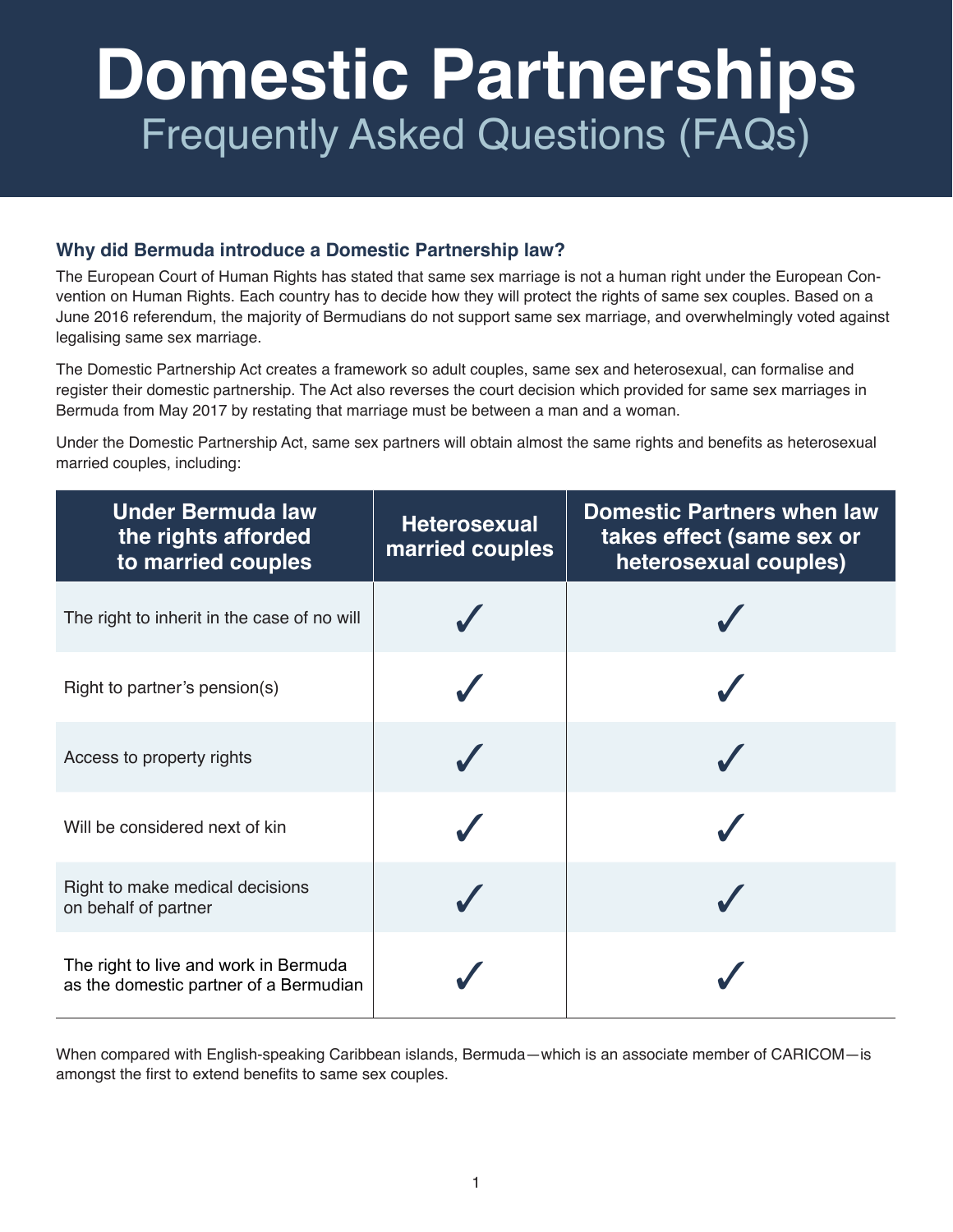# Domestic Partnerships

## Frequently Asked Questions (FAQs)

### Why did Bermuda introduce a Domestic Partnership law?

The European Court of Human Rights has stated that same sex marriage is not a human right under the European Convention on Human Rights. Each country has to decide how they will protect the rights of same sex couples. Based on a June 2016 referendum, the majority of Bermudians do not support same sex marriage, and overwhelmingly voted against legalising same sex marriage.

The Domestic Partnership Act creates a framework so adult couples, same sex and heterosexual, can formalise and register their domestic partnership. The Act also reverses the court decision which provided for same sex marriages in Bermuda from May 2017 by restating that marriage must be between a man and a woman.

Under the Domestic Partnership Act, same sex partners will obtain almost the same rights and benefits as heterosexual married couples, including:

| Under Bermuda law the rights afforded to married couples | Heterosexual married couples | Domestic Partners when law takes effect (same sex or heterosexual couples) |
|---|---|---|
| The right to inherit in the case of no will | ✓ | ✓ |
| Right to partner's pension(s) | ✓ | ✓ |
| Access to property rights | ✓ | ✓ |
| Will be considered next of kin | ✓ | ✓ |
| Right to make medical decisions on behalf of partner | ✓ | ✓ |
| The right to live and work in Bermuda as the domestic partner of a Bermudian | ✓ | ✓ |

When compared with English-speaking Caribbean islands, Bermuda—which is an associate member of CARICOM—is amongst the first to extend benefits to same sex couples.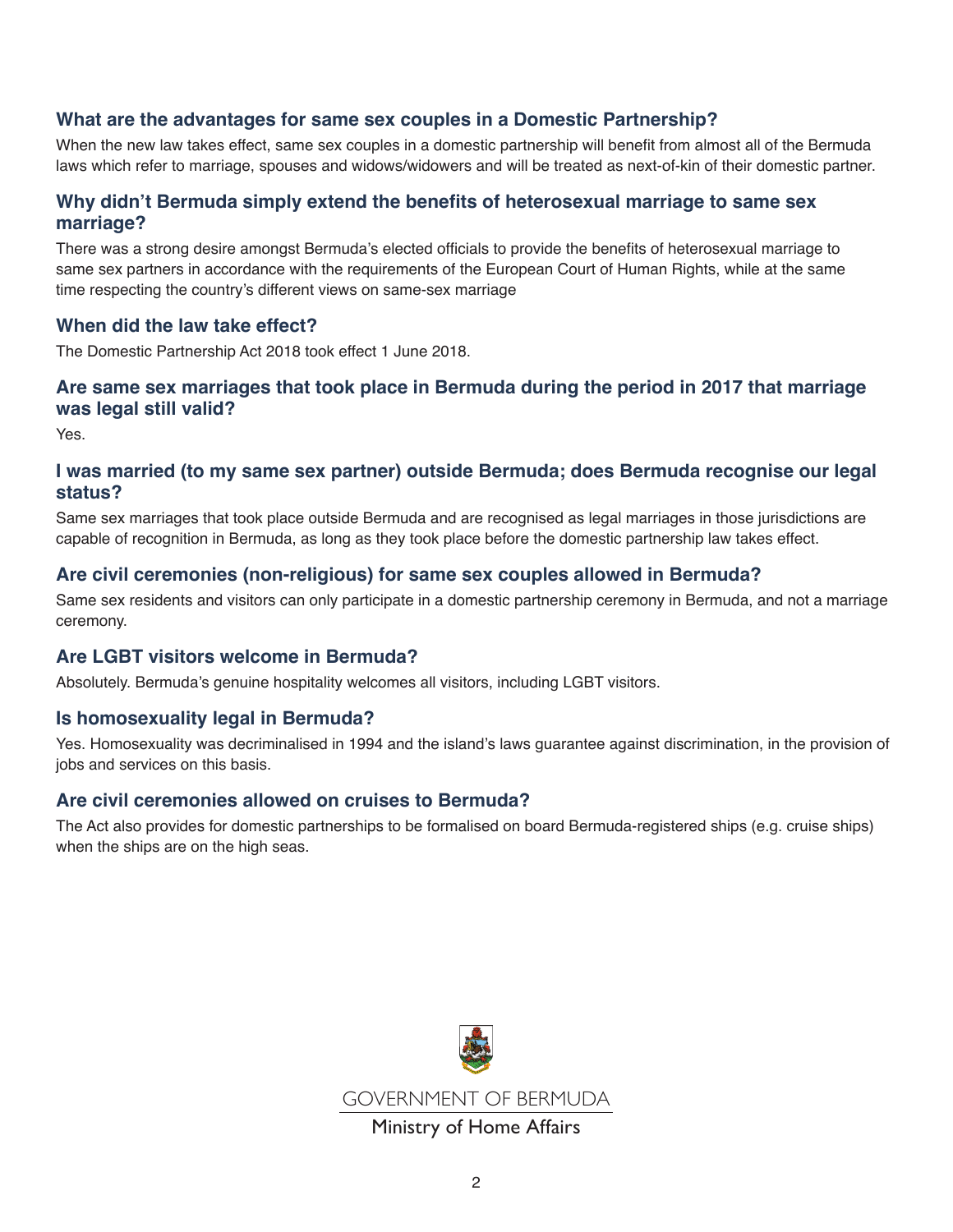### What are the advantages for same sex couples in a Domestic Partnership?

When the new law takes effect, same sex couples in a domestic partnership will benefit from almost all of the Bermuda laws which refer to marriage, spouses and widows/widowers and will be treated as next-of-kin of their domestic partner.

### Why didn't Bermuda simply extend the benefits of heterosexual marriage to same sex marriage?

There was a strong desire amongst Bermuda's elected officials to provide the benefits of heterosexual marriage to same sex partners in accordance with the requirements of the European Court of Human Rights, while at the same time respecting the country's different views on same-sex marriage

### When did the law take effect?

The Domestic Partnership Act 2018 took effect 1 June 2018.

### Are same sex marriages that took place in Bermuda during the period in 2017 that marriage was legal still valid?

Yes.

### I was married (to my same sex partner) outside Bermuda; does Bermuda recognise our legal status?

Same sex marriages that took place outside Bermuda and are recognised as legal marriages in those jurisdictions are capable of recognition in Bermuda, as long as they took place before the domestic partnership law takes effect.

### Are civil ceremonies (non-religious) for same sex couples allowed in Bermuda?

Same sex residents and visitors can only participate in a domestic partnership ceremony in Bermuda, and not a marriage ceremony.

### Are LGBT visitors welcome in Bermuda?

Absolutely. Bermuda's genuine hospitality welcomes all visitors, including LGBT visitors.

### Is homosexuality legal in Bermuda?

Yes. Homosexuality was decriminalised in 1994 and the island's laws guarantee against discrimination, in the provision of jobs and services on this basis.

### Are civil ceremonies allowed on cruises to Bermuda?

The Act also provides for domestic partnerships to be formalised on board Bermuda-registered ships (e.g. cruise ships) when the ships are on the high seas.

GOVERNMENT OF BERMUDA

Ministry of Home Affairs